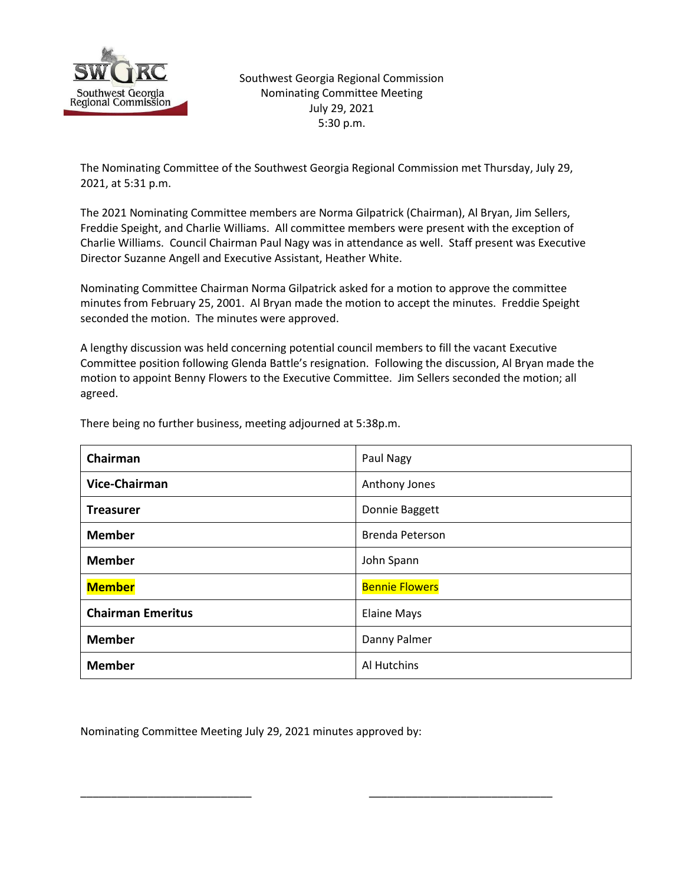Southwest Georgia Regional Commission
Nominating Committee Meeting
July 29, 2021
5:30 p.m.

The Nominating Committee of the Southwest Georgia Regional Commission met Thursday, July 29, 2021, at 5:31 p.m.

The 2021 Nominating Committee members are Norma Gilpatrick (Chairman), Al Bryan, Jim Sellers, Freddie Speight, and Charlie Williams. All committee members were present with the exception of Charlie Williams. Council Chairman Paul Nagy was in attendance as well. Staff present was Executive Director Suzanne Angell and Executive Assistant, Heather White.

Nominating Committee Chairman Norma Gilpatrick asked for a motion to approve the committee minutes from February 25, 2001. Al Bryan made the motion to accept the minutes. Freddie Speight seconded the motion. The minutes were approved.

A lengthy discussion was held concerning potential council members to fill the vacant Executive Committee position following Glenda Battle's resignation. Following the discussion, Al Bryan made the motion to appoint Benny Flowers to the Executive Committee. Jim Sellers seconded the motion; all agreed.

There being no further business, meeting adjourned at 5:38p.m.

| **Chairman** | Paul Nagy |
|---|---|
| **Vice-Chairman** | Anthony Jones |
| **Treasurer** | Donnie Baggett |
| **Member** | Brenda Peterson |
| **Member** | John Spann |
| **Member** | Bennie Flowers |
| **Chairman Emeritus** | Elaine Mays |
| **Member** | Danny Palmer |
| **Member** | Al Hutchins |

Nominating Committee Meeting July 29, 2021 minutes approved by:

\_\_\_\_\_\_\_\_\_\_\_\_\_\_\_\_\_\_\_\_\_\_\_\_\_\_\_\_ \_\_\_\_\_\_\_\_\_\_\_\_\_\_\_\_\_\_\_\_\_\_\_\_\_\_\_\_\_\_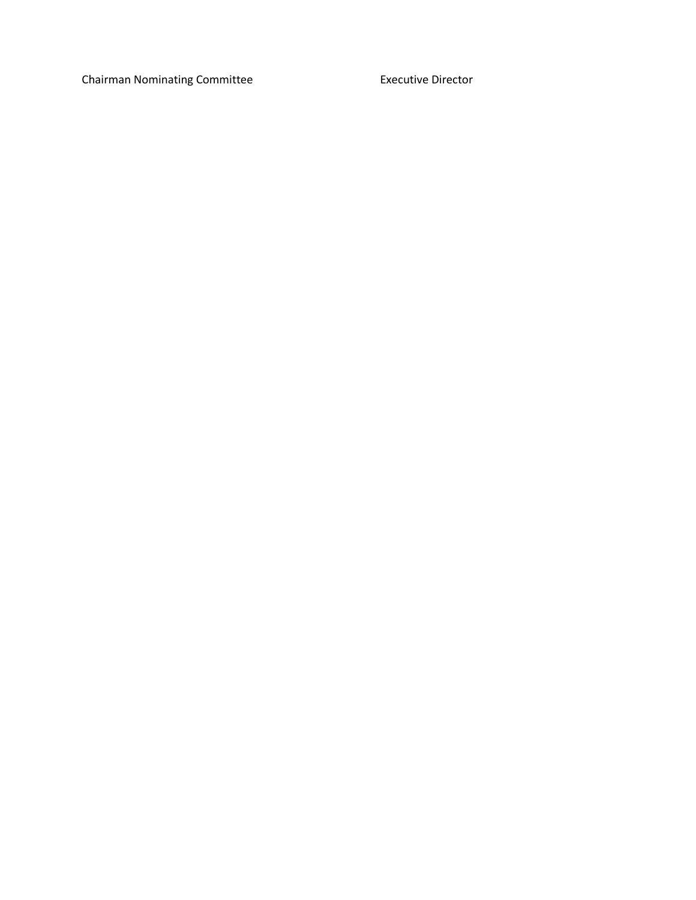Chairman Nominating Committee

Executive Director